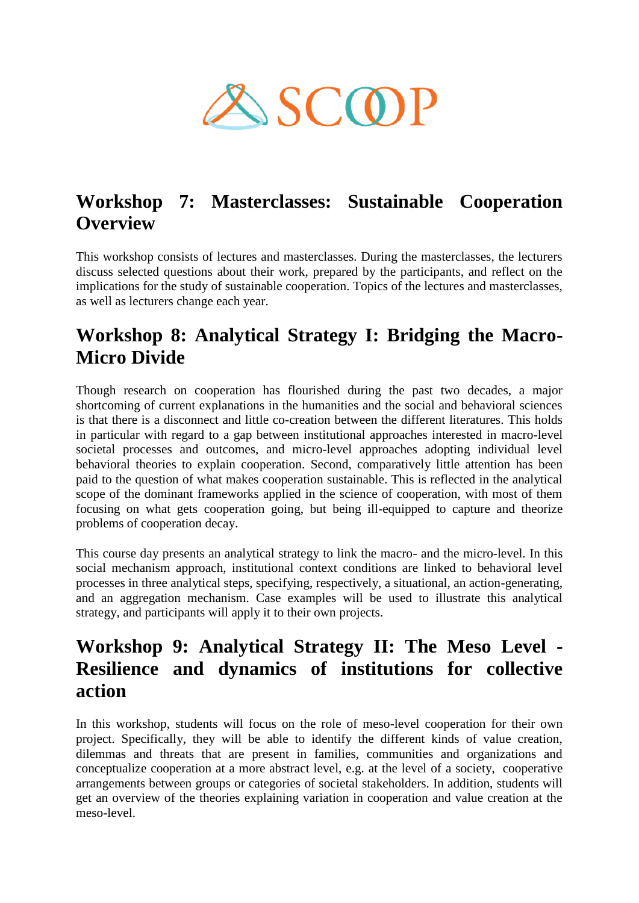SCOOP

## Workshop 7: Masterclasses: Sustainable Cooperation Overview

This workshop consists of lectures and masterclasses. During the masterclasses, the lecturers discuss selected questions about their work, prepared by the participants, and reflect on the implications for the study of sustainable cooperation. Topics of the lectures and masterclasses, as well as lecturers change each year.

## Workshop 8: Analytical Strategy I: Bridging the Macro-Micro Divide

Though research on cooperation has flourished during the past two decades, a major shortcoming of current explanations in the humanities and the social and behavioral sciences is that there is a disconnect and little co-creation between the different literatures. This holds in particular with regard to a gap between institutional approaches interested in macro-level societal processes and outcomes, and micro-level approaches adopting individual level behavioral theories to explain cooperation. Second, comparatively little attention has been paid to the question of what makes cooperation sustainable. This is reflected in the analytical scope of the dominant frameworks applied in the science of cooperation, with most of them focusing on what gets cooperation going, but being ill-equipped to capture and theorize problems of cooperation decay.

This course day presents an analytical strategy to link the macro- and the micro-level. In this social mechanism approach, institutional context conditions are linked to behavioral level processes in three analytical steps, specifying, respectively, a situational, an action-generating, and an aggregation mechanism. Case examples will be used to illustrate this analytical strategy, and participants will apply it to their own projects.

## Workshop 9: Analytical Strategy II: The Meso Level - Resilience and dynamics of institutions for collective action

In this workshop, students will focus on the role of meso-level cooperation for their own project. Specifically, they will be able to identify the different kinds of value creation, dilemmas and threats that are present in families, communities and organizations and conceptualize cooperation at a more abstract level, e.g. at the level of a society, cooperative arrangements between groups or categories of societal stakeholders. In addition, students will get an overview of the theories explaining variation in cooperation and value creation at the meso-level.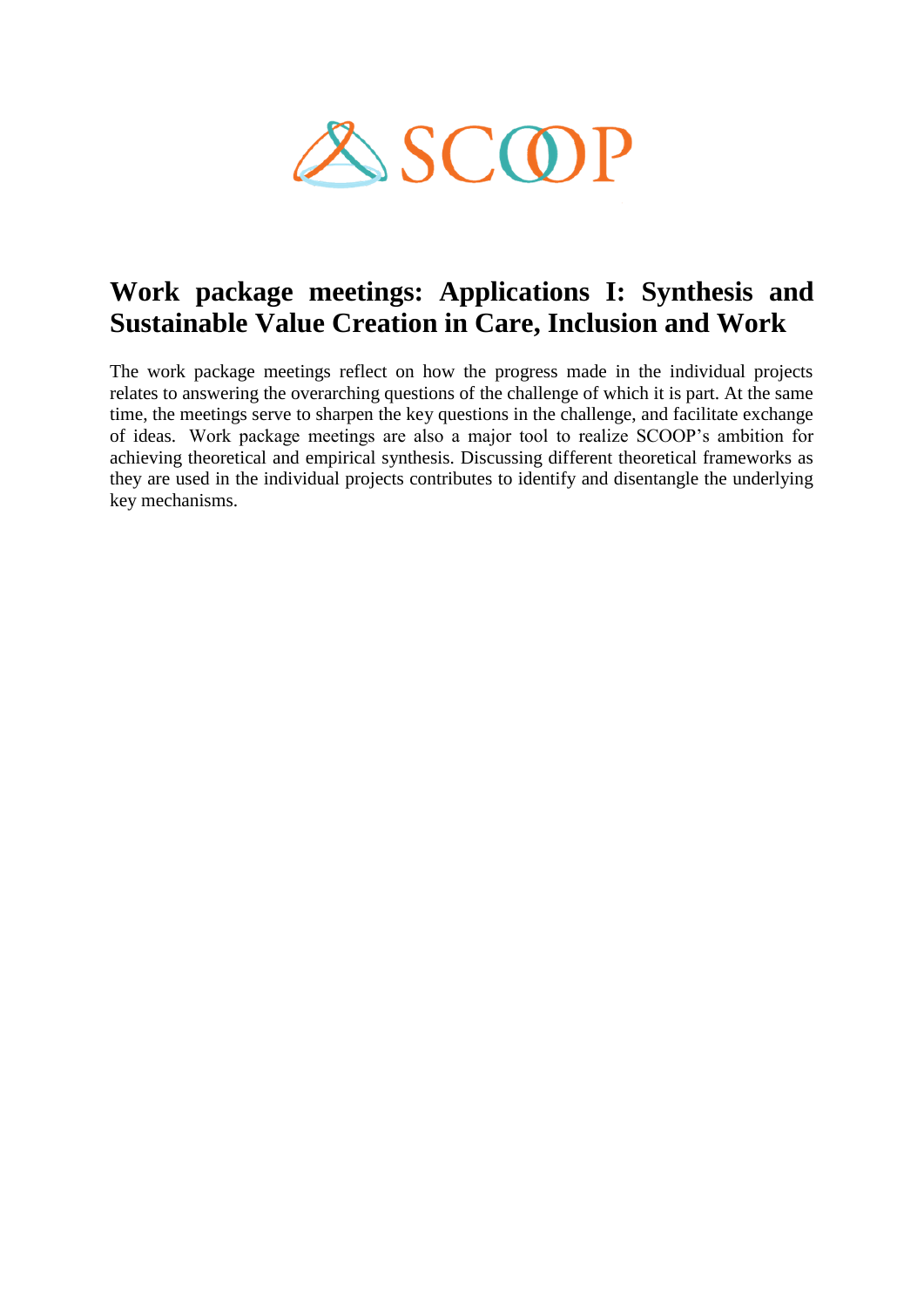# Work package meetings: Applications I: Synthesis and Sustainable Value Creation in Care, Inclusion and Work

The work package meetings reflect on how the progress made in the individual projects relates to answering the overarching questions of the challenge of which it is part. At the same time, the meetings serve to sharpen the key questions in the challenge, and facilitate exchange of ideas. Work package meetings are also a major tool to realize SCOOP's ambition for achieving theoretical and empirical synthesis. Discussing different theoretical frameworks as they are used in the individual projects contributes to identify and disentangle the underlying key mechanisms.